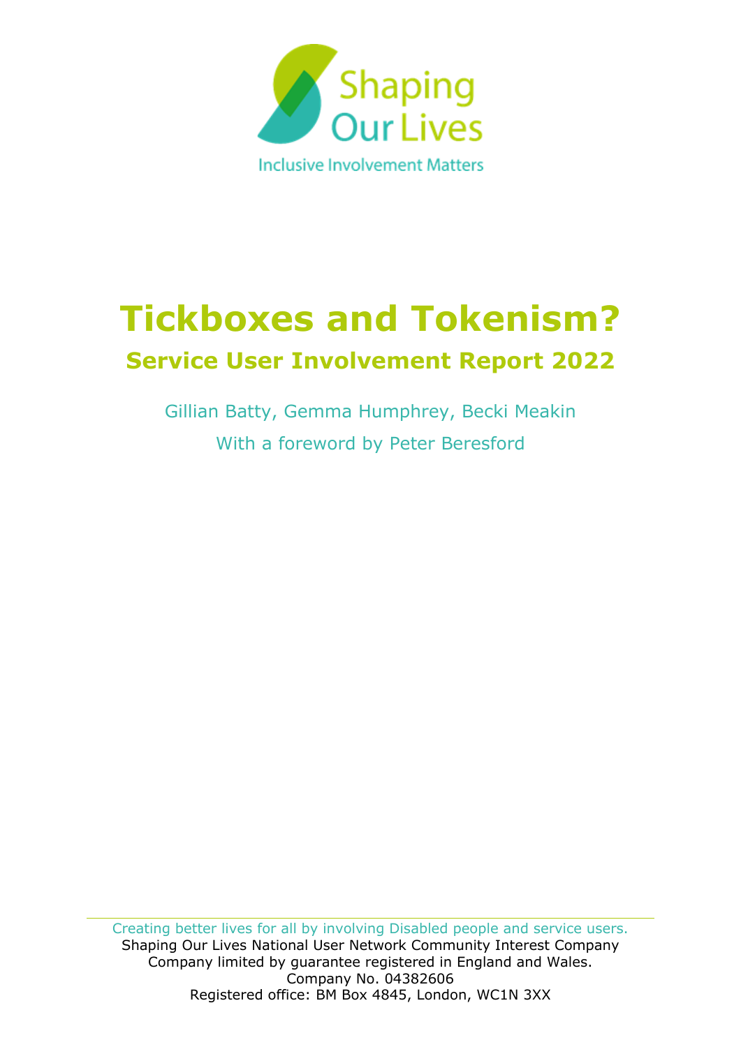Shaping Our Lives

Inclusive Involvement Matters

# Tickboxes and Tokenism?

## Service User Involvement Report 2022

Gillian Batty, Gemma Humphrey, Becki Meakin

With a foreword by Peter Beresford

Creating better lives for all by involving Disabled people and service users.
Shaping Our Lives National User Network Community Interest Company
Company limited by guarantee registered in England and Wales.
Company No. 04382606
Registered office: BM Box 4845, London, WC1N 3XX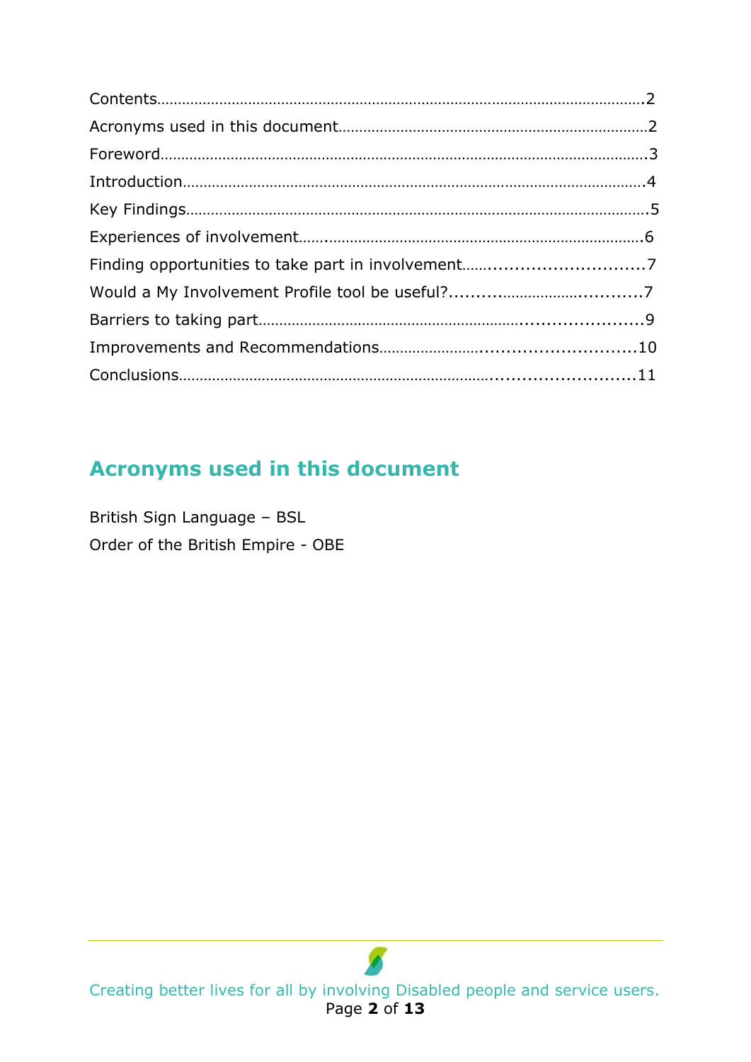Contents……………………………………………………………………………………………….2
Acronyms used in this document………………………………………………………………2
Foreword…………………………………………………………………………………………….3
Introduction…………………………………………………………………………………………4
Key Findings…………………………………………………………………………………………5
Experiences of involvement……..……………………………………………………………….6
Finding opportunities to take part in involvement…….............................7
Would a My Involvement Profile tool be useful?.........……………….............7
Barriers to taking part…………………………………………………………......................9
Improvements and Recommendations………………….............................10
Conclusions…………………………………………………………………...........................11

## Acronyms used in this document

British Sign Language – BSL
Order of the British Empire - OBE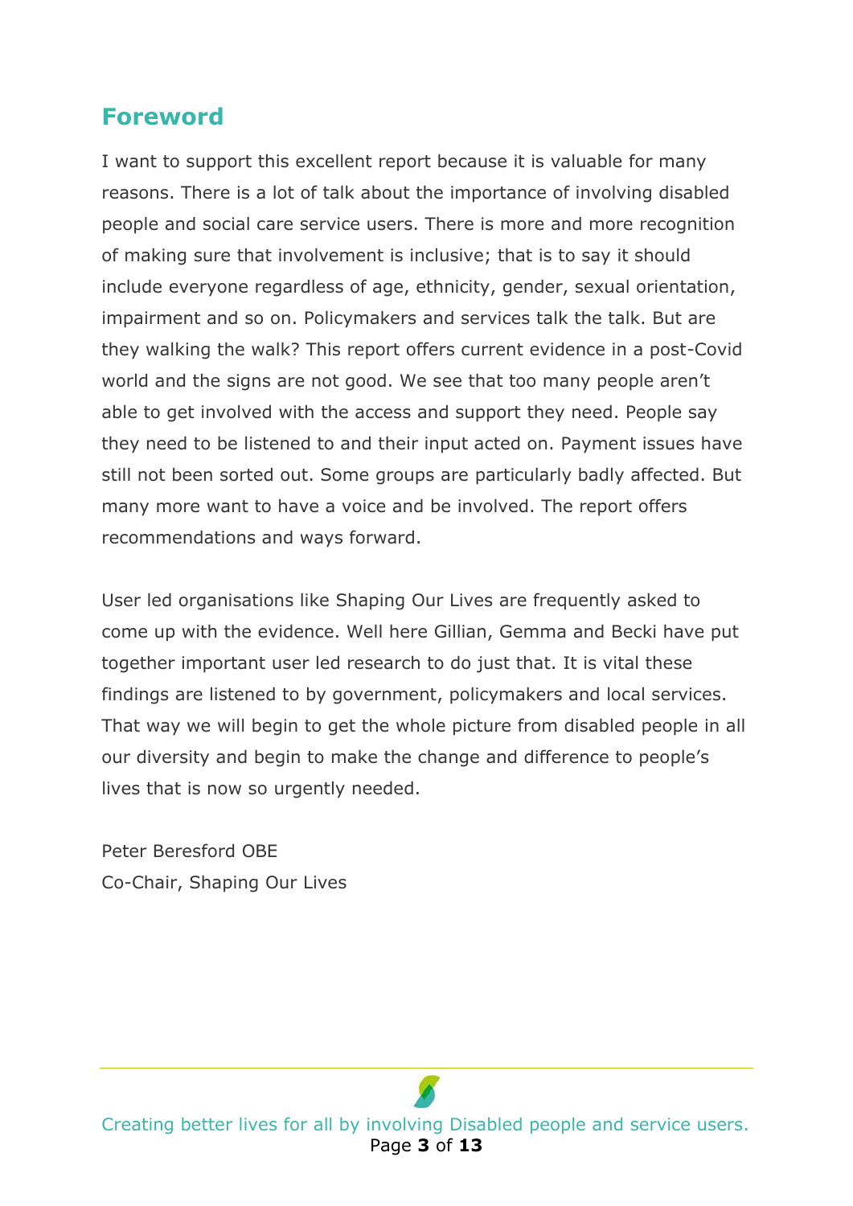## Foreword

I want to support this excellent report because it is valuable for many reasons. There is a lot of talk about the importance of involving disabled people and social care service users. There is more and more recognition of making sure that involvement is inclusive; that is to say it should include everyone regardless of age, ethnicity, gender, sexual orientation, impairment and so on. Policymakers and services talk the talk. But are they walking the walk? This report offers current evidence in a post-Covid world and the signs are not good. We see that too many people aren't able to get involved with the access and support they need. People say they need to be listened to and their input acted on. Payment issues have still not been sorted out. Some groups are particularly badly affected. But many more want to have a voice and be involved. The report offers recommendations and ways forward.

User led organisations like Shaping Our Lives are frequently asked to come up with the evidence. Well here Gillian, Gemma and Becki have put together important user led research to do just that. It is vital these findings are listened to by government, policymakers and local services. That way we will begin to get the whole picture from disabled people in all our diversity and begin to make the change and difference to people's lives that is now so urgently needed.

Peter Beresford OBE
Co-Chair, Shaping Our Lives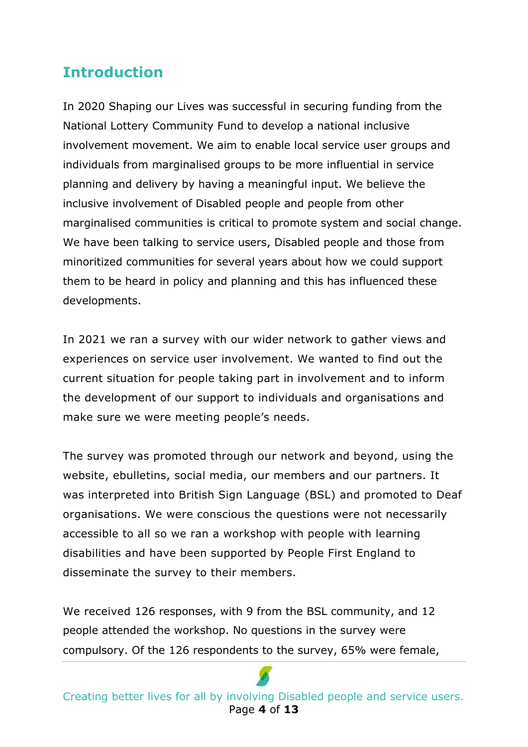## Introduction

In 2020 Shaping our Lives was successful in securing funding from the National Lottery Community Fund to develop a national inclusive involvement movement. We aim to enable local service user groups and individuals from marginalised groups to be more influential in service planning and delivery by having a meaningful input. We believe the inclusive involvement of Disabled people and people from other marginalised communities is critical to promote system and social change. We have been talking to service users, Disabled people and those from minoritized communities for several years about how we could support them to be heard in policy and planning and this has influenced these developments.

In 2021 we ran a survey with our wider network to gather views and experiences on service user involvement. We wanted to find out the current situation for people taking part in involvement and to inform the development of our support to individuals and organisations and make sure we were meeting people's needs.

The survey was promoted through our network and beyond, using the website, ebulletins, social media, our members and our partners. It was interpreted into British Sign Language (BSL) and promoted to Deaf organisations. We were conscious the questions were not necessarily accessible to all so we ran a workshop with people with learning disabilities and have been supported by People First England to disseminate the survey to their members.

We received 126 responses, with 9 from the BSL community, and 12 people attended the workshop. No questions in the survey were compulsory. Of the 126 respondents to the survey, 65% were female,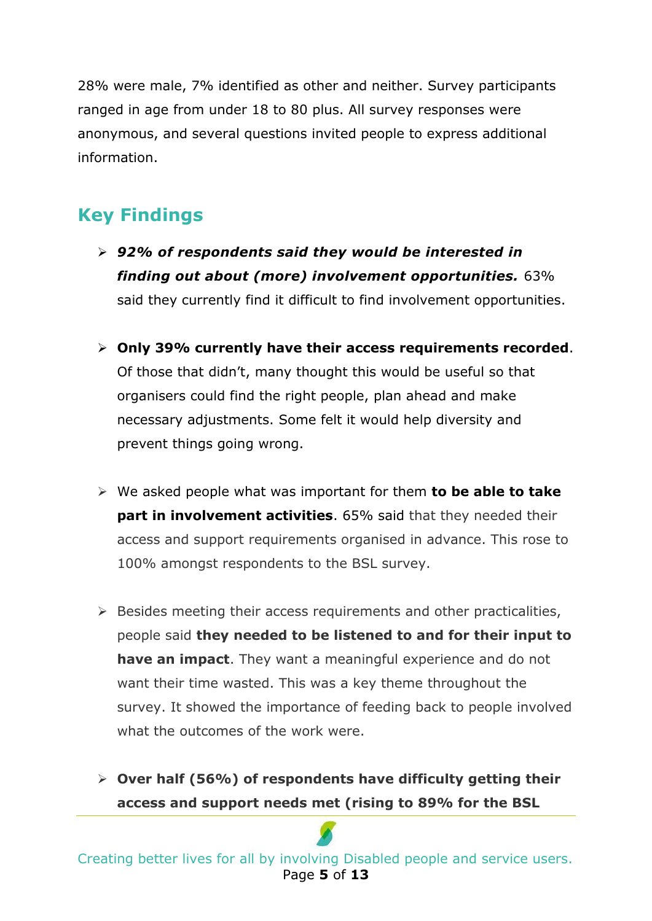28% were male, 7% identified as other and neither. Survey participants ranged in age from under 18 to 80 plus. All survey responses were anonymous, and several questions invited people to express additional information.

## Key Findings

- ***92% of respondents said they would be interested in finding out about (more) involvement opportunities.*** 63% said they currently find it difficult to find involvement opportunities.

- **Only 39% currently have their access requirements recorded**. Of those that didn't, many thought this would be useful so that organisers could find the right people, plan ahead and make necessary adjustments. Some felt it would help diversity and prevent things going wrong.

- We asked people what was important for them **to be able to take part in involvement activities**. 65% said that they needed their access and support requirements organised in advance. This rose to 100% amongst respondents to the BSL survey.

- Besides meeting their access requirements and other practicalities, people said **they needed to be listened to and for their input to have an impact**. They want a meaningful experience and do not want their time wasted. This was a key theme throughout the survey. It showed the importance of feeding back to people involved what the outcomes of the work were.

- **Over half (56%) of respondents have difficulty getting their access and support needs met (rising to 89% for the BSL**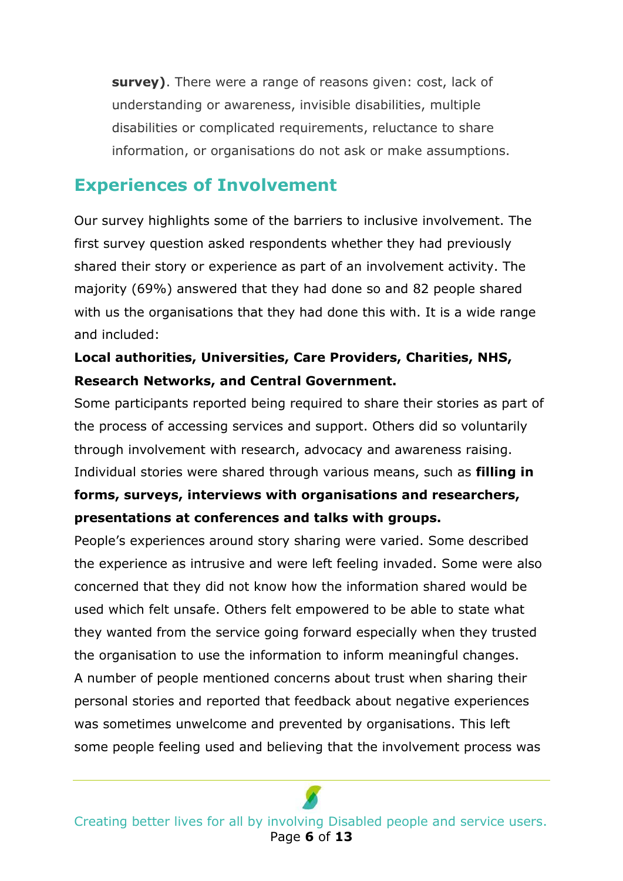**survey)**. There were a range of reasons given: cost, lack of understanding or awareness, invisible disabilities, multiple disabilities or complicated requirements, reluctance to share information, or organisations do not ask or make assumptions.

## Experiences of Involvement

Our survey highlights some of the barriers to inclusive involvement. The first survey question asked respondents whether they had previously shared their story or experience as part of an involvement activity. The majority (69%) answered that they had done so and 82 people shared with us the organisations that they had done this with. It is a wide range and included:

**Local authorities, Universities, Care Providers, Charities, NHS, Research Networks, and Central Government.**

Some participants reported being required to share their stories as part of the process of accessing services and support. Others did so voluntarily through involvement with research, advocacy and awareness raising. Individual stories were shared through various means, such as **filling in forms, surveys, interviews with organisations and researchers, presentations at conferences and talks with groups.**

People's experiences around story sharing were varied. Some described the experience as intrusive and were left feeling invaded. Some were also concerned that they did not know how the information shared would be used which felt unsafe. Others felt empowered to be able to state what they wanted from the service going forward especially when they trusted the organisation to use the information to inform meaningful changes.

A number of people mentioned concerns about trust when sharing their personal stories and reported that feedback about negative experiences was sometimes unwelcome and prevented by organisations. This left some people feeling used and believing that the involvement process was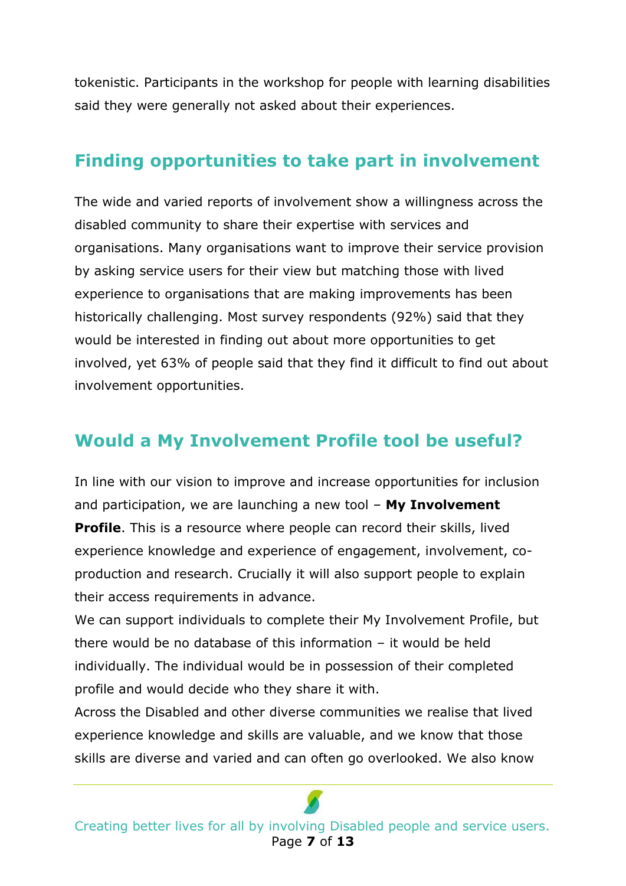tokenistic. Participants in the workshop for people with learning disabilities said they were generally not asked about their experiences.

## Finding opportunities to take part in involvement

The wide and varied reports of involvement show a willingness across the disabled community to share their expertise with services and organisations. Many organisations want to improve their service provision by asking service users for their view but matching those with lived experience to organisations that are making improvements has been historically challenging. Most survey respondents (92%) said that they would be interested in finding out about more opportunities to get involved, yet 63% of people said that they find it difficult to find out about involvement opportunities.

## Would a My Involvement Profile tool be useful?

In line with our vision to improve and increase opportunities for inclusion and participation, we are launching a new tool – **My Involvement Profile**. This is a resource where people can record their skills, lived experience knowledge and experience of engagement, involvement, co-production and research. Crucially it will also support people to explain their access requirements in advance.

We can support individuals to complete their My Involvement Profile, but there would be no database of this information – it would be held individually. The individual would be in possession of their completed profile and would decide who they share it with.

Across the Disabled and other diverse communities we realise that lived experience knowledge and skills are valuable, and we know that those skills are diverse and varied and can often go overlooked. We also know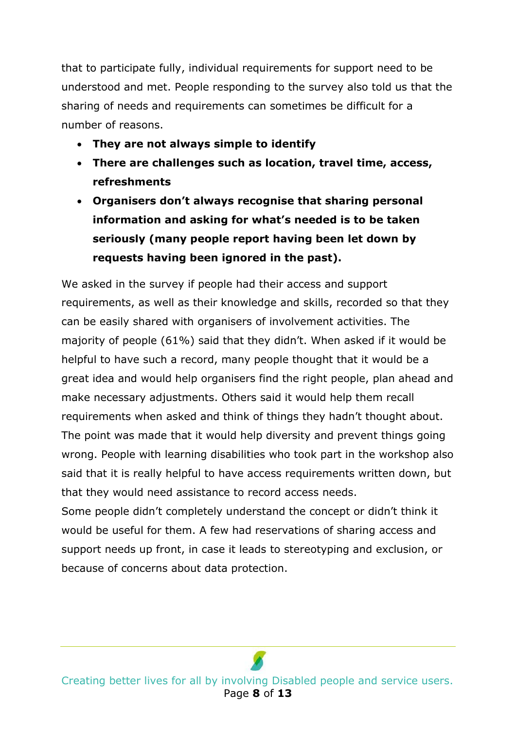that to participate fully, individual requirements for support need to be understood and met. People responding to the survey also told us that the sharing of needs and requirements can sometimes be difficult for a number of reasons.

- **They are not always simple to identify**
- **There are challenges such as location, travel time, access, refreshments**
- **Organisers don't always recognise that sharing personal information and asking for what's needed is to be taken seriously (many people report having been let down by requests having been ignored in the past).**

We asked in the survey if people had their access and support requirements, as well as their knowledge and skills, recorded so that they can be easily shared with organisers of involvement activities. The majority of people (61%) said that they didn't. When asked if it would be helpful to have such a record, many people thought that it would be a great idea and would help organisers find the right people, plan ahead and make necessary adjustments. Others said it would help them recall requirements when asked and think of things they hadn't thought about. The point was made that it would help diversity and prevent things going wrong. People with learning disabilities who took part in the workshop also said that it is really helpful to have access requirements written down, but that they would need assistance to record access needs.

Some people didn't completely understand the concept or didn't think it would be useful for them. A few had reservations of sharing access and support needs up front, in case it leads to stereotyping and exclusion, or because of concerns about data protection.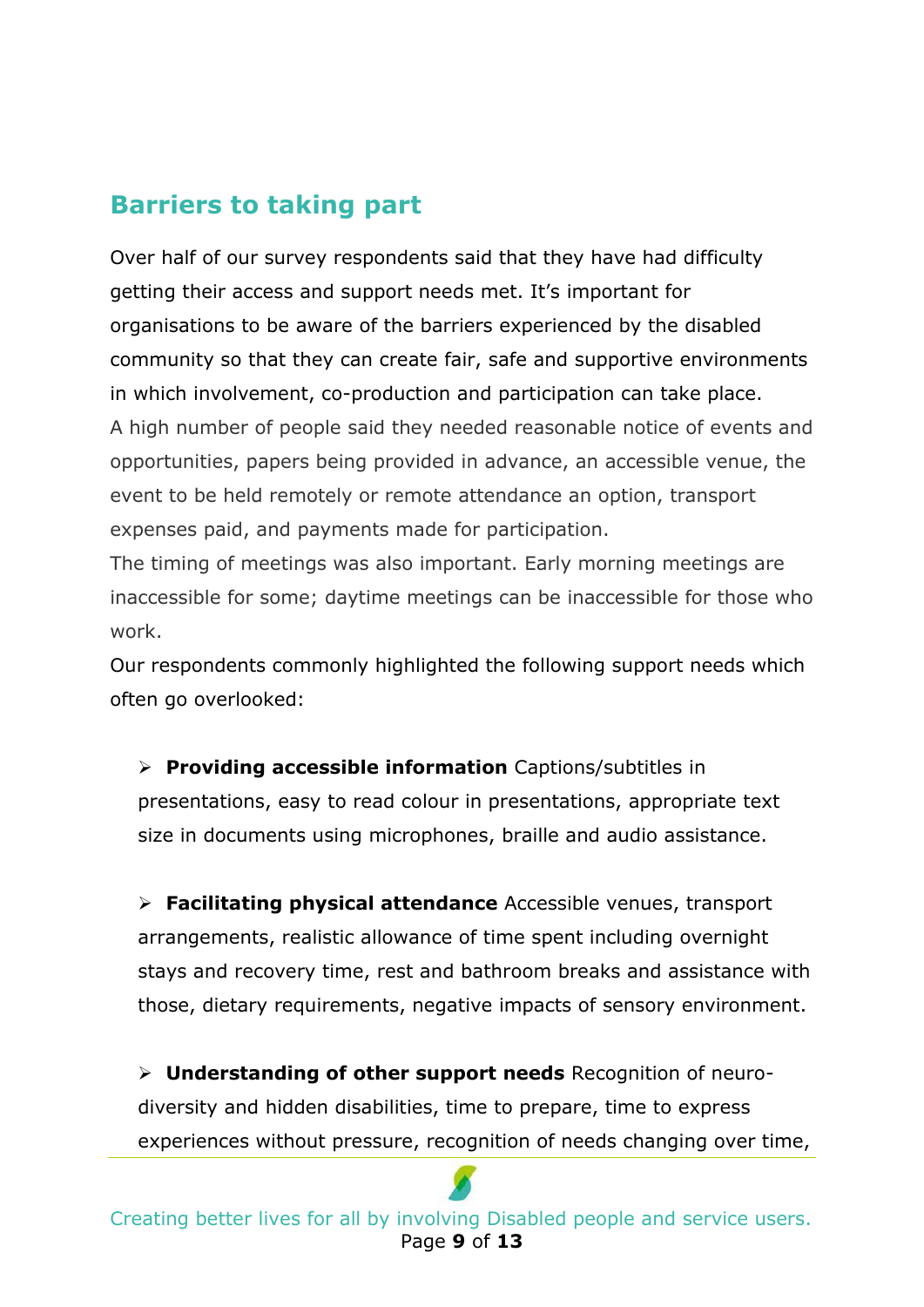## Barriers to taking part

Over half of our survey respondents said that they have had difficulty getting their access and support needs met. It's important for organisations to be aware of the barriers experienced by the disabled community so that they can create fair, safe and supportive environments in which involvement, co-production and participation can take place.
A high number of people said they needed reasonable notice of events and opportunities, papers being provided in advance, an accessible venue, the event to be held remotely or remote attendance an option, transport expenses paid, and payments made for participation.
The timing of meetings was also important. Early morning meetings are inaccessible for some; daytime meetings can be inaccessible for those who work.
Our respondents commonly highlighted the following support needs which often go overlooked:

- **Providing accessible information** Captions/subtitles in presentations, easy to read colour in presentations, appropriate text size in documents using microphones, braille and audio assistance.

- **Facilitating physical attendance** Accessible venues, transport arrangements, realistic allowance of time spent including overnight stays and recovery time, rest and bathroom breaks and assistance with those, dietary requirements, negative impacts of sensory environment.

- **Understanding of other support needs** Recognition of neuro-diversity and hidden disabilities, time to prepare, time to express experiences without pressure, recognition of needs changing over time,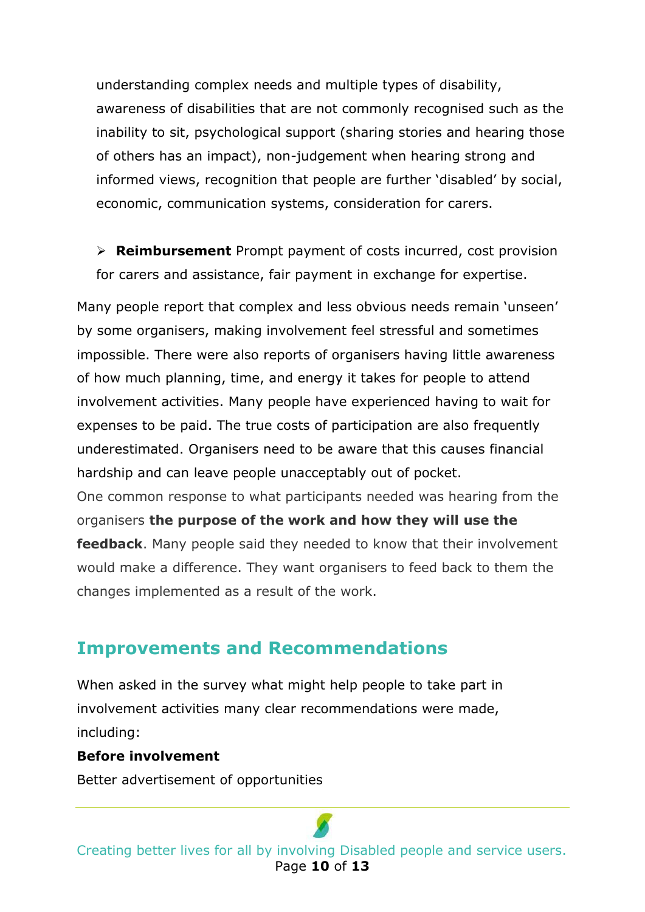understanding complex needs and multiple types of disability, awareness of disabilities that are not commonly recognised such as the inability to sit, psychological support (sharing stories and hearing those of others has an impact), non-judgement when hearing strong and informed views, recognition that people are further 'disabled' by social, economic, communication systems, consideration for carers.

- **Reimbursement** Prompt payment of costs incurred, cost provision for carers and assistance, fair payment in exchange for expertise.

Many people report that complex and less obvious needs remain 'unseen' by some organisers, making involvement feel stressful and sometimes impossible. There were also reports of organisers having little awareness of how much planning, time, and energy it takes for people to attend involvement activities. Many people have experienced having to wait for expenses to be paid. The true costs of participation are also frequently underestimated. Organisers need to be aware that this causes financial hardship and can leave people unacceptably out of pocket.

One common response to what participants needed was hearing from the organisers **the purpose of the work and how they will use the feedback**. Many people said they needed to know that their involvement would make a difference. They want organisers to feed back to them the changes implemented as a result of the work.

## Improvements and Recommendations

When asked in the survey what might help people to take part in involvement activities many clear recommendations were made, including:

**Before involvement**

Better advertisement of opportunities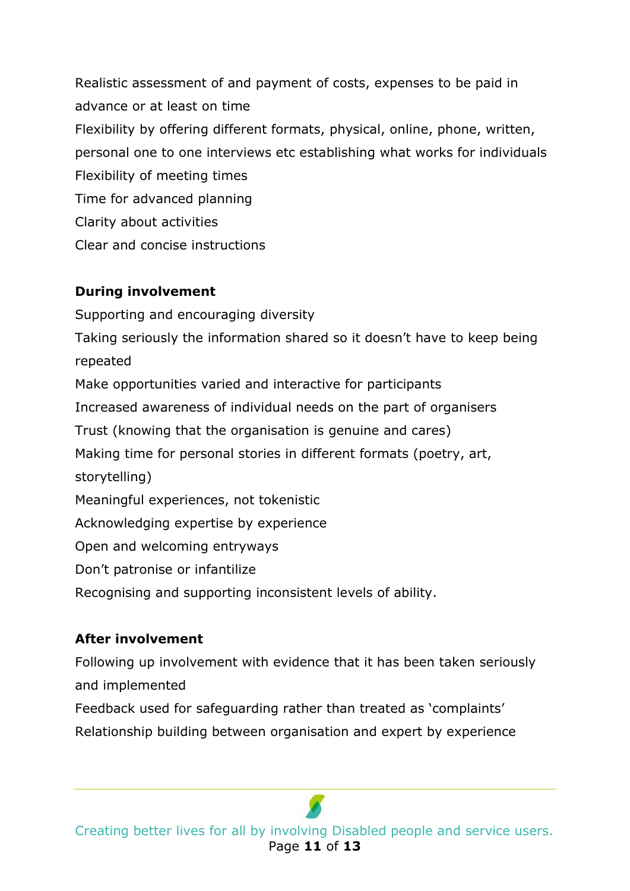Realistic assessment of and payment of costs, expenses to be paid in advance or at least on time

Flexibility by offering different formats, physical, online, phone, written, personal one to one interviews etc establishing what works for individuals

Flexibility of meeting times

Time for advanced planning

Clarity about activities

Clear and concise instructions

**During involvement**

Supporting and encouraging diversity

Taking seriously the information shared so it doesn't have to keep being repeated

Make opportunities varied and interactive for participants

Increased awareness of individual needs on the part of organisers

Trust (knowing that the organisation is genuine and cares)

Making time for personal stories in different formats (poetry, art, storytelling)

Meaningful experiences, not tokenistic

Acknowledging expertise by experience

Open and welcoming entryways

Don't patronise or infantilize

Recognising and supporting inconsistent levels of ability.

**After involvement**

Following up involvement with evidence that it has been taken seriously and implemented

Feedback used for safeguarding rather than treated as 'complaints'

Relationship building between organisation and expert by experience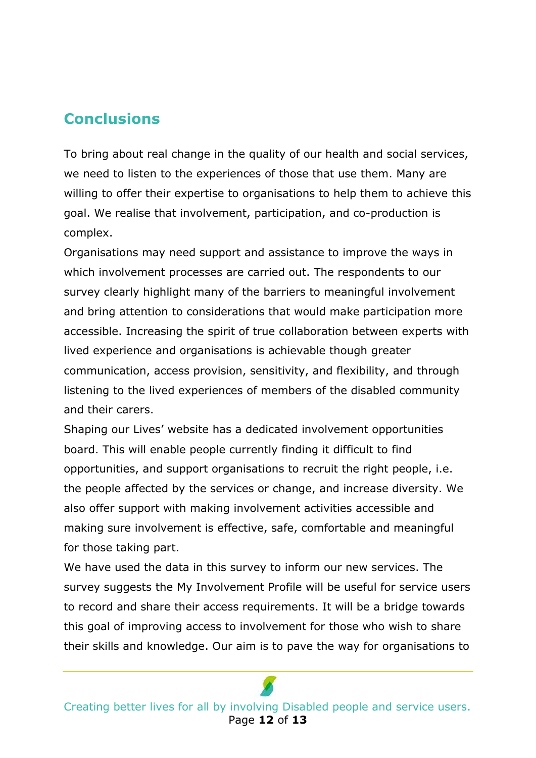## Conclusions

To bring about real change in the quality of our health and social services, we need to listen to the experiences of those that use them. Many are willing to offer their expertise to organisations to help them to achieve this goal. We realise that involvement, participation, and co-production is complex.

Organisations may need support and assistance to improve the ways in which involvement processes are carried out. The respondents to our survey clearly highlight many of the barriers to meaningful involvement and bring attention to considerations that would make participation more accessible. Increasing the spirit of true collaboration between experts with lived experience and organisations is achievable though greater communication, access provision, sensitivity, and flexibility, and through listening to the lived experiences of members of the disabled community and their carers.

Shaping our Lives' website has a dedicated involvement opportunities board. This will enable people currently finding it difficult to find opportunities, and support organisations to recruit the right people, i.e. the people affected by the services or change, and increase diversity. We also offer support with making involvement activities accessible and making sure involvement is effective, safe, comfortable and meaningful for those taking part.

We have used the data in this survey to inform our new services. The survey suggests the My Involvement Profile will be useful for service users to record and share their access requirements. It will be a bridge towards this goal of improving access to involvement for those who wish to share their skills and knowledge. Our aim is to pave the way for organisations to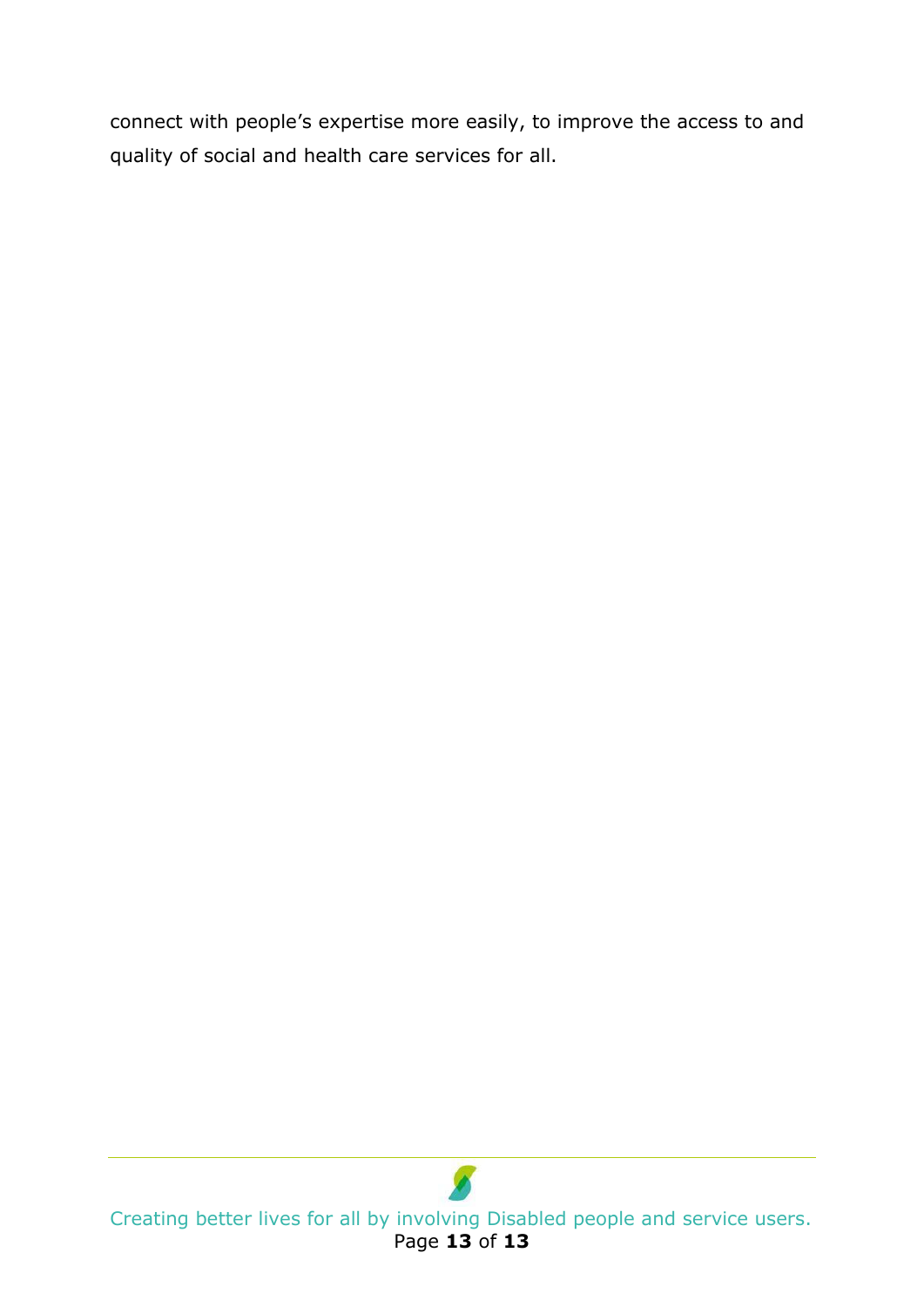connect with people's expertise more easily, to improve the access to and quality of social and health care services for all.